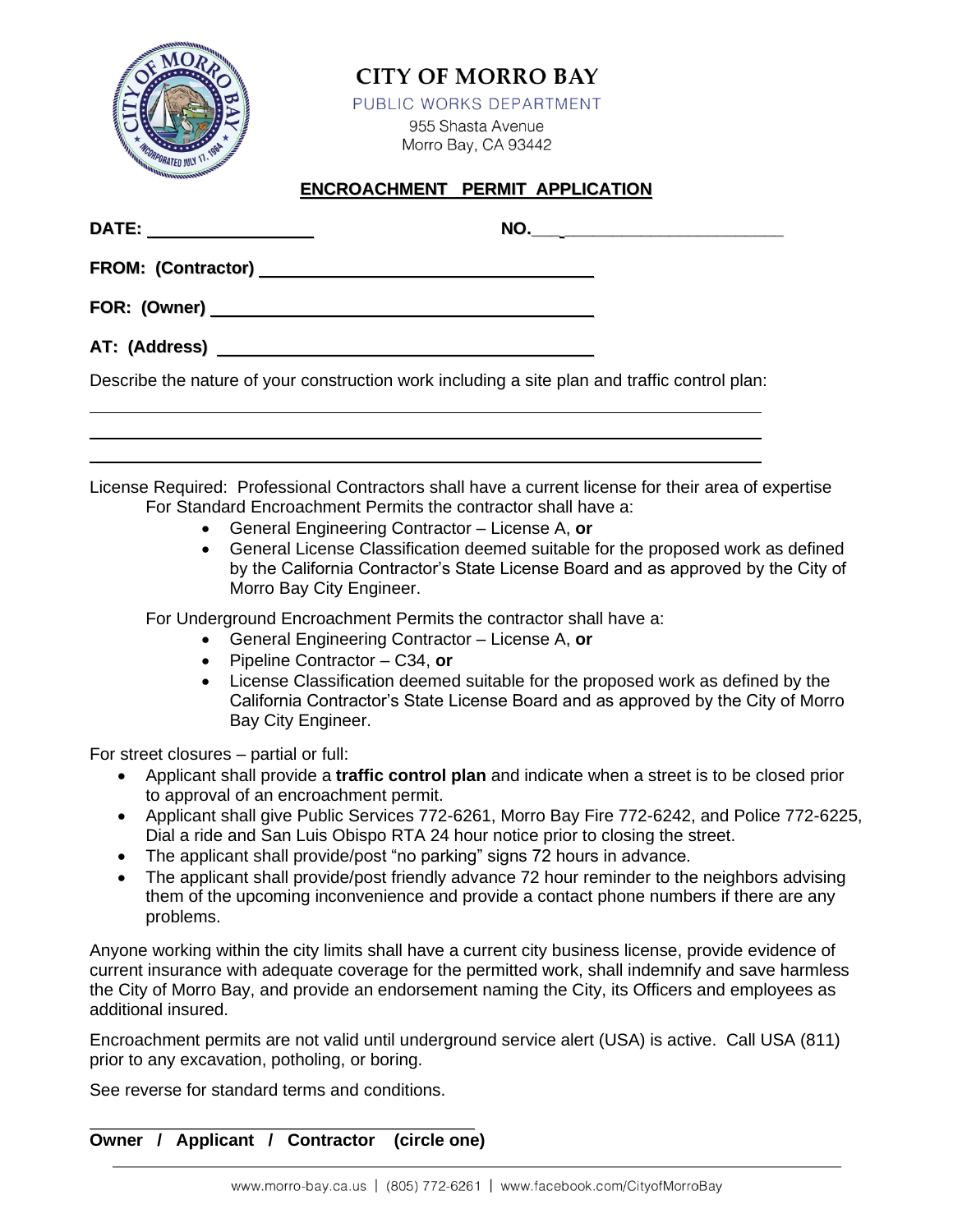# CITY OF MORRO BAY

PUBLIC WORKS DEPARTMENT

955 Shasta Avenue
Morro Bay, CA 93442

## ENCROACHMENT PERMIT APPLICATION

**DATE:** ________________ **NO.**________________________

**FROM: (Contractor)** ___________________________________

**FOR: (Owner)** ________________________________________

**AT: (Address)** _______________________________________

Describe the nature of your construction work including a site plan and traffic control plan:

_____________________________________________________________________________

_____________________________________________________________________________

_____________________________________________________________________________

License Required: Professional Contractors shall have a current license for their area of expertise

For Standard Encroachment Permits the contractor shall have a:

- General Engineering Contractor – License A, **or**
- General License Classification deemed suitable for the proposed work as defined by the California Contractor's State License Board and as approved by the City of Morro Bay City Engineer.

For Underground Encroachment Permits the contractor shall have a:

- General Engineering Contractor – License A, **or**
- Pipeline Contractor – C34, **or**
- License Classification deemed suitable for the proposed work as defined by the California Contractor's State License Board and as approved by the City of Morro Bay City Engineer.

For street closures – partial or full:

- Applicant shall provide a **traffic control plan** and indicate when a street is to be closed prior to approval of an encroachment permit.
- Applicant shall give Public Services 772-6261, Morro Bay Fire 772-6242, and Police 772-6225, Dial a ride and San Luis Obispo RTA 24 hour notice prior to closing the street.
- The applicant shall provide/post "no parking" signs 72 hours in advance.
- The applicant shall provide/post friendly advance 72 hour reminder to the neighbors advising them of the upcoming inconvenience and provide a contact phone numbers if there are any problems.

Anyone working within the city limits shall have a current city business license, provide evidence of current insurance with adequate coverage for the permitted work, shall indemnify and save harmless the City of Morro Bay, and provide an endorsement naming the City, its Officers and employees as additional insured.

Encroachment permits are not valid until underground service alert (USA) is active. Call USA (811) prior to any excavation, potholing, or boring.

See reverse for standard terms and conditions.

_________________________________________

**Owner / Applicant / Contractor (circle one)**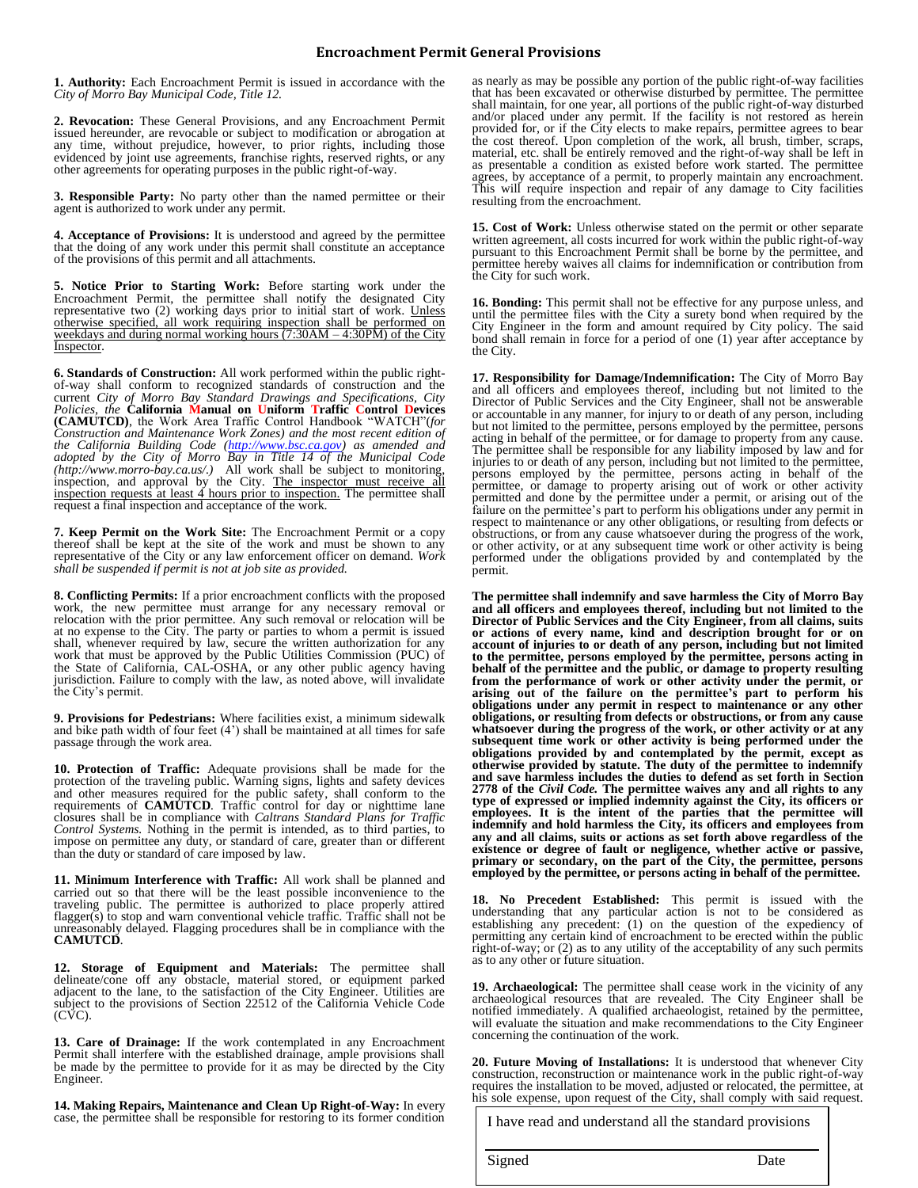## Encroachment Permit General Provisions

**1. Authority:** Each Encroachment Permit is issued in accordance with the *City of Morro Bay Municipal Code, Title 12.*

**2. Revocation:** These General Provisions, and any Encroachment Permit issued hereunder, are revocable or subject to modification or abrogation at any time, without prejudice, however, to prior rights, including those evidenced by joint use agreements, franchise rights, reserved rights, or any other agreements for operating purposes in the public right-of-way.

**3. Responsible Party:** No party other than the named permittee or their agent is authorized to work under any permit.

**4. Acceptance of Provisions:** It is understood and agreed by the permittee that the doing of any work under this permit shall constitute an acceptance of the provisions of this permit and all attachments.

**5. Notice Prior to Starting Work:** Before starting work under the Encroachment Permit, the permittee shall notify the designated City representative two (2) working days prior to initial start of work. Unless otherwise specified, all work requiring inspection shall be performed on weekdays and during normal working hours (7:30AM – 4:30PM) of the City Inspector.

**6. Standards of Construction:** All work performed within the public right-of-way shall conform to recognized standards of construction and the current *City of Morro Bay Standard Drawings and Specifications, City Policies, the* **California Manual on Uniform Traffic Control Devices (CAMUTCD)**, the Work Area Traffic Control Handbook "WATCH"(*for Construction and Maintenance Work Zones) and the most recent edition of the California Building Code (http://www.bsc.ca.gov) as amended and adopted by the City of Morro Bay in Title 14 of the Municipal Code (http://www.morro-bay.ca.us/.)* All work shall be subject to monitoring, inspection, and approval by the City. The inspector must receive all inspection requests at least 4 hours prior to inspection. The permittee shall request a final inspection and acceptance of the work.

**7. Keep Permit on the Work Site:** The Encroachment Permit or a copy thereof shall be kept at the site of the work and must be shown to any representative of the City or any law enforcement officer on demand. *Work shall be suspended if permit is not at job site as provided.*

**8. Conflicting Permits:** If a prior encroachment conflicts with the proposed work, the new permittee must arrange for any necessary removal or relocation with the prior permittee. Any such removal or relocation will be at no expense to the City. The party or parties to whom a permit is issued shall, whenever required by law, secure the written authorization for any work that must be approved by the Public Utilities Commission (PUC) of the State of California, CAL-OSHA, or any other public agency having jurisdiction. Failure to comply with the law, as noted above, will invalidate the City's permit.

**9. Provisions for Pedestrians:** Where facilities exist, a minimum sidewalk and bike path width of four feet (4') shall be maintained at all times for safe passage through the work area.

**10. Protection of Traffic:** Adequate provisions shall be made for the protection of the traveling public. Warning signs, lights and safety devices and other measures required for the public safety, shall conform to the requirements of **CAMUTCD**. Traffic control for day or nighttime lane closures shall be in compliance with *Caltrans Standard Plans for Traffic Control Systems.* Nothing in the permit is intended, as to third parties, to impose on permittee any duty, or standard of care, greater than or different than the duty or standard of care imposed by law.

**11. Minimum Interference with Traffic:** All work shall be planned and carried out so that there will be the least possible inconvenience to the traveling public. The permittee is authorized to place properly attired flagger(s) to stop and warn conventional vehicle traffic. Traffic shall not be unreasonably delayed. Flagging procedures shall be in compliance with the **CAMUTCD**.

**12. Storage of Equipment and Materials:** The permittee shall delineate/cone off any obstacle, material stored, or equipment parked adjacent to the lane, to the satisfaction of the City Engineer. Utilities are subject to the provisions of Section 22512 of the California Vehicle Code (CVC).

**13. Care of Drainage:** If the work contemplated in any Encroachment Permit shall interfere with the established drainage, ample provisions shall be made by the permittee to provide for it as may be directed by the City Engineer.

**14. Making Repairs, Maintenance and Clean Up Right-of-Way:** In every case, the permittee shall be responsible for restoring to its former condition as nearly as may be possible any portion of the public right-of-way facilities that has been excavated or otherwise disturbed by permittee. The permittee shall maintain, for one year, all portions of the public right-of-way disturbed and/or placed under any permit. If the facility is not restored as herein provided for, or if the City elects to make repairs, permittee agrees to bear the cost thereof. Upon completion of the work, all brush, timber, scraps, material, etc. shall be entirely removed and the right-of-way shall be left in as presentable a condition as existed before work started. The permittee agrees, by acceptance of a permit, to properly maintain any encroachment. This will require inspection and repair of any damage to City facilities resulting from the encroachment.

**15. Cost of Work:** Unless otherwise stated on the permit or other separate written agreement, all costs incurred for work within the public right-of-way pursuant to this Encroachment Permit shall be borne by the permittee, and permittee hereby waives all claims for indemnification or contribution from the City for such work.

**16. Bonding:** This permit shall not be effective for any purpose unless, and until the permittee files with the City a surety bond when required by the City Engineer in the form and amount required by City policy. The said bond shall remain in force for a period of one (1) year after acceptance by the City.

**17. Responsibility for Damage/Indemnification:** The City of Morro Bay and all officers and employees thereof, including but not limited to the Director of Public Services and the City Engineer, shall not be answerable or accountable in any manner, for injury to or death of any person, including but not limited to the permittee, persons employed by the permittee, persons acting in behalf of the permittee, or for damage to property from any cause. The permittee shall be responsible for any liability imposed by law and for injuries to or death of any person, including but not limited to the permittee, persons employed by the permittee, persons acting in behalf of the permittee, or damage to property arising out of work or other activity permitted and done by the permittee under a permit, or arising out of the failure on the permittee's part to perform his obligations under any permit in respect to maintenance or any other obligations, or resulting from defects or obstructions, or from any cause whatsoever during the progress of the work, or other activity, or at any subsequent time work or other activity is being performed under the obligations provided by and contemplated by the permit.

**The permittee shall indemnify and save harmless the City of Morro Bay and all officers and employees thereof, including but not limited to the Director of Public Services and the City Engineer, from all claims, suits or actions of every name, kind and description brought for or on account of injuries to or death of any person, including but not limited to the permittee, persons employed by the permittee, persons acting in behalf of the permittee and the public, or damage to property resulting from the performance of work or other activity under the permit, or arising out of the failure on the permittee's part to perform his obligations under any permit in respect to maintenance or any other obligations, or resulting from defects or obstructions, or from any cause whatsoever during the progress of the work, or other activity or at any subsequent time work or other activity is being performed under the obligations provided by and contemplated by the permit, except as otherwise provided by statute. The duty of the permittee to indemnify and save harmless includes the duties to defend as set forth in Section 2778 of the *Civil Code.* The permittee waives any and all rights to any type of expressed or implied indemnity against the City, its officers or employees. It is the intent of the parties that the permittee will indemnify and hold harmless the City, its officers and employees from any and all claims, suits or actions as set forth above regardless of the existence or degree of fault or negligence, whether active or passive, primary or secondary, on the part of the City, the permittee, persons employed by the permittee, or persons acting in behalf of the permittee.**

**18. No Precedent Established:** This permit is issued with the understanding that any particular action is not to be considered as establishing any precedent: (1) on the question of the expediency of permitting any certain kind of encroachment to be erected within the public right-of-way; or (2) as to any utility of the acceptability of any such permits as to any other or future situation.

**19. Archaeological:** The permittee shall cease work in the vicinity of any archaeological resources that are revealed. The City Engineer shall be notified immediately. A qualified archaeologist, retained by the permittee, will evaluate the situation and make recommendations to the City Engineer concerning the continuation of the work.

**20. Future Moving of Installations:** It is understood that whenever City construction, reconstruction or maintenance work in the public right-of-way requires the installation to be moved, adjusted or relocated, the permittee, at his sole expense, upon request of the City, shall comply with said request.

I have read and understand all the standard provisions

Signed ____________________ Date